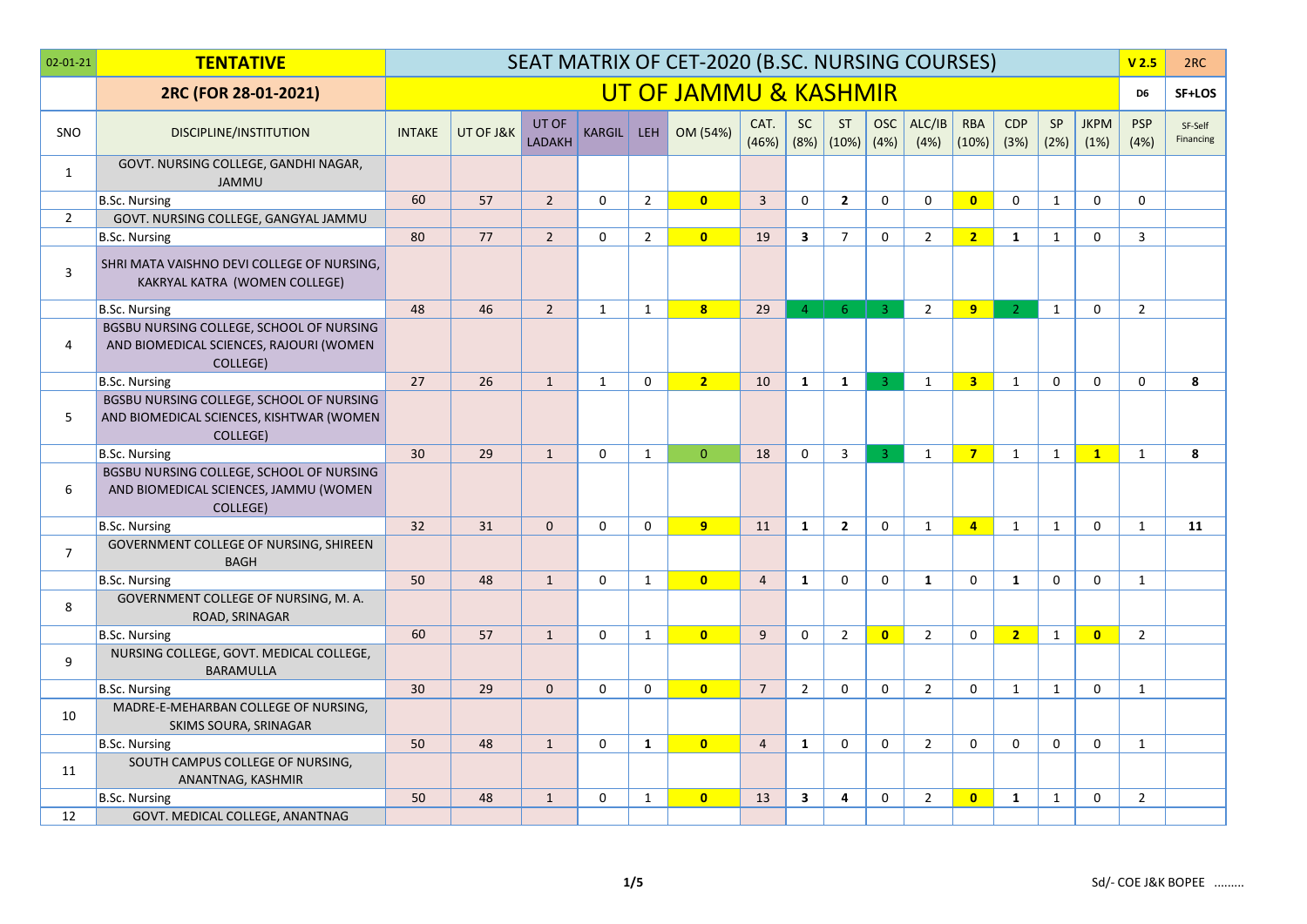| 02-01-21 | **TENTATIVE** | SEAT MATRIX OF CET-2020 (B.SC. NURSING COURSES) | | | | | | | | | | | | | | | | **V 2.5** | 2RC |
|---|---|---|---|---|---|---|---|---|---|---|---|---|---|---|---|---|---|---|---|
| | **2RC (FOR 28-01-2021)** | UT OF JAMMU & KASHMIR | | | | | | | | | | | | | | | | **D6** | **SF+LOS** |
| SNO | DISCIPLINE/INSTITUTION | INTAKE | UT OF J&K | UT OF LADAKH | KARGIL | LEH | OM (54%) | CAT. (46%) | SC (8%) | ST (10%) | OSC (4%) | ALC/IB (4%) | RBA (10%) | CDP (3%) | SP (2%) | JKPM (1%) | PSP (4%) | SF-Self Financing | |
| 1 | GOVT. NURSING COLLEGE, GANDHI NAGAR, JAMMU | | | | | | | | | | | | | | | | | | |
| | B.Sc. Nursing | 60 | 57 | 2 | 0 | 2 | **0** | 3 | 0 | **2** | 0 | 0 | **0** | 0 | 1 | 0 | 0 | | |
| 2 | GOVT. NURSING COLLEGE, GANGYAL JAMMU | | | | | | | | | | | | | | | | | | |
| | B.Sc. Nursing | 80 | 77 | 2 | 0 | 2 | **0** | 19 | **3** | 7 | 0 | 2 | **2** | **1** | 1 | 0 | 3 | | |
| 3 | SHRI MATA VAISHNO DEVI COLLEGE OF NURSING, KAKRYAL KATRA (WOMEN COLLEGE) | | | | | | | | | | | | | | | | | | |
| | B.Sc. Nursing | 48 | 46 | 2 | 1 | 1 | **8** | 29 | 4 | 6 | 3 | 2 | **9** | 2 | 1 | 0 | 2 | | |
| 4 | BGSBU NURSING COLLEGE, SCHOOL OF NURSING AND BIOMEDICAL SCIENCES, RAJOURI (WOMEN COLLEGE) | | | | | | | | | | | | | | | | | | |
| | B.Sc. Nursing | 27 | 26 | 1 | 1 | 0 | **2** | 10 | **1** | **1** | 3 | 1 | **3** | 1 | 0 | 0 | 0 | **8** | |
| 5 | BGSBU NURSING COLLEGE, SCHOOL OF NURSING AND BIOMEDICAL SCIENCES, KISHTWAR (WOMEN COLLEGE) | | | | | | | | | | | | | | | | | | |
| | B.Sc. Nursing | 30 | 29 | 1 | 0 | 1 | 0 | 18 | 0 | 3 | 3 | 1 | **7** | 1 | 1 | **1** | 1 | **8** | |
| 6 | BGSBU NURSING COLLEGE, SCHOOL OF NURSING AND BIOMEDICAL SCIENCES, JAMMU (WOMEN COLLEGE) | | | | | | | | | | | | | | | | | | |
| | B.Sc. Nursing | 32 | 31 | 0 | 0 | 0 | **9** | 11 | **1** | **2** | 0 | 1 | **4** | 1 | 1 | 0 | 1 | **11** | |
| 7 | GOVERNMENT COLLEGE OF NURSING, SHIREEN BAGH | | | | | | | | | | | | | | | | | | |
| | B.Sc. Nursing | 50 | 48 | 1 | 0 | 1 | **0** | 4 | **1** | 0 | 0 | **1** | 0 | **1** | 0 | 0 | 1 | | |
| 8 | GOVERNMENT COLLEGE OF NURSING, M. A. ROAD, SRINAGAR | | | | | | | | | | | | | | | | | | |
| | B.Sc. Nursing | 60 | 57 | 1 | 0 | 1 | **0** | 9 | 0 | 2 | **0** | 2 | 0 | **2** | 1 | **0** | 2 | | |
| 9 | NURSING COLLEGE, GOVT. MEDICAL COLLEGE, BARAMULLA | | | | | | | | | | | | | | | | | | |
| | B.Sc. Nursing | 30 | 29 | 0 | 0 | 0 | **0** | 7 | 2 | 0 | 0 | 2 | 0 | 1 | 1 | 0 | 1 | | |
| 10 | MADRE-E-MEHARBAN COLLEGE OF NURSING, SKIMS SOURA, SRINAGAR | | | | | | | | | | | | | | | | | | |
| | B.Sc. Nursing | 50 | 48 | 1 | 0 | **1** | **0** | 4 | **1** | 0 | 0 | 2 | 0 | 0 | 0 | 0 | 1 | | |
| 11 | SOUTH CAMPUS COLLEGE OF NURSING, ANANTNAG, KASHMIR | | | | | | | | | | | | | | | | | | |
| | B.Sc. Nursing | 50 | 48 | 1 | 0 | 1 | **0** | 13 | **3** | **4** | 0 | 2 | **0** | **1** | 1 | 0 | 2 | | |
| 12 | GOVT. MEDICAL COLLEGE, ANANTNAG | | | | | | | | | | | | | | | | | | |

Sd/- COE J&K BOPEE .........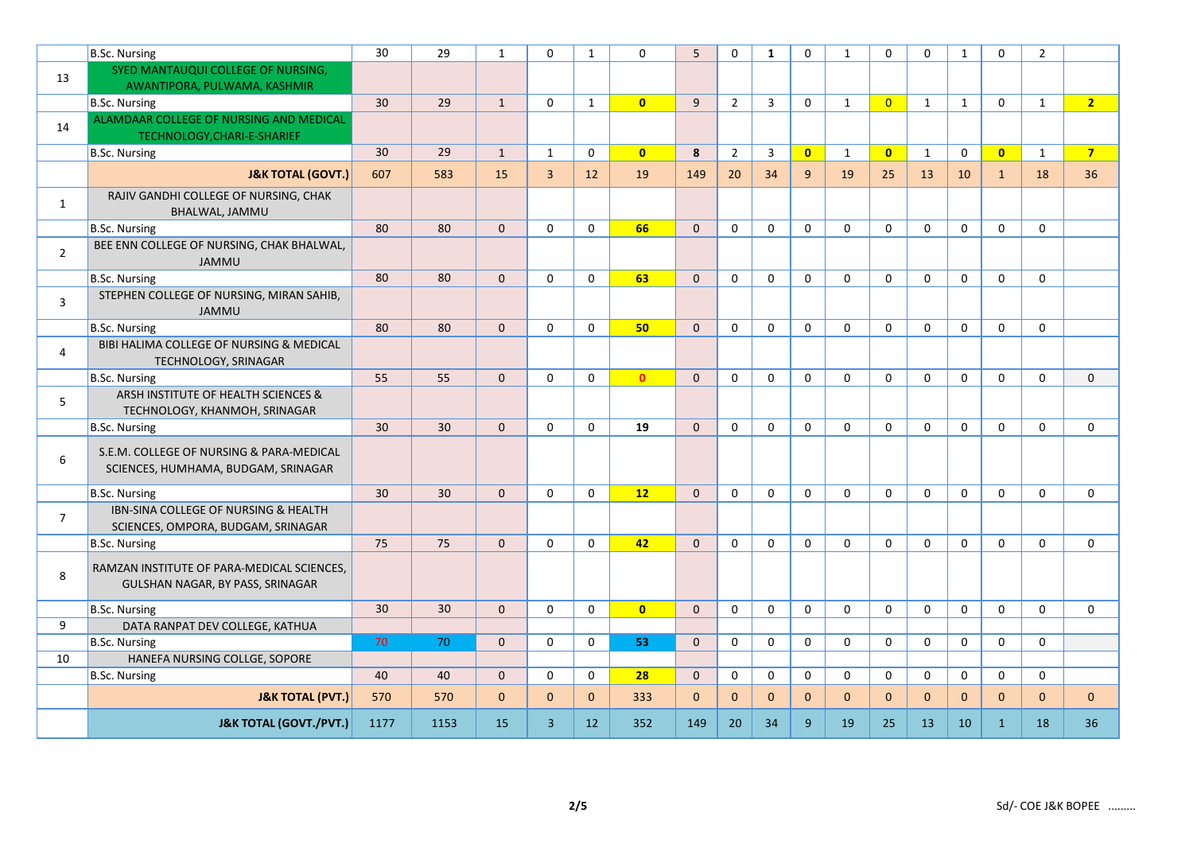| | B.Sc. Nursing | 30 | 29 | 1 | 0 | 1 | 0 | 5 | 0 | 1 | 0 | 1 | 0 | 0 | 1 | 0 | 2 | |
|---|---|---|---|---|---|---|---|---|---|---|---|---|---|---|---|---|---|---|
| 13 | SYED MANTAUQUI COLLEGE OF NURSING, AWANTIPORA, PULWAMA, KASHMIR | | | | | | | | | | | | | | | | | |
| | B.Sc. Nursing | 30 | 29 | 1 | 0 | 1 | **0** | 9 | 2 | 3 | 0 | 1 | 0 | 1 | 1 | 0 | 1 | **2** |
| 14 | ALAMDAAR COLLEGE OF NURSING AND MEDICAL TECHNOLOGY,CHARI-E-SHARIEF | | | | | | | | | | | | | | | | | |
| | B.Sc. Nursing | 30 | 29 | 1 | 1 | 0 | **0** | **8** | 2 | 3 | **0** | 1 | **0** | 1 | 0 | **0** | 1 | **7** |
| | **J&K TOTAL (GOVT.)** | 607 | 583 | 15 | 3 | 12 | 19 | 149 | 20 | 34 | 9 | 19 | 25 | 13 | 10 | 1 | 18 | 36 |
| 1 | RAJIV GANDHI COLLEGE OF NURSING, CHAK BHALWAL, JAMMU | | | | | | | | | | | | | | | | | |
| | B.Sc. Nursing | 80 | 80 | 0 | 0 | 0 | **66** | 0 | 0 | 0 | 0 | 0 | 0 | 0 | 0 | 0 | 0 | |
| 2 | BEE ENN COLLEGE OF NURSING, CHAK BHALWAL, JAMMU | | | | | | | | | | | | | | | | | |
| | B.Sc. Nursing | 80 | 80 | 0 | 0 | 0 | **63** | 0 | 0 | 0 | 0 | 0 | 0 | 0 | 0 | 0 | 0 | |
| 3 | STEPHEN COLLEGE OF NURSING, MIRAN SAHIB, JAMMU | | | | | | | | | | | | | | | | | |
| | B.Sc. Nursing | 80 | 80 | 0 | 0 | 0 | **50** | 0 | 0 | 0 | 0 | 0 | 0 | 0 | 0 | 0 | 0 | |
| 4 | BIBI HALIMA COLLEGE OF NURSING & MEDICAL TECHNOLOGY, SRINAGAR | | | | | | | | | | | | | | | | | |
| | B.Sc. Nursing | 55 | 55 | 0 | 0 | 0 | **0** | 0 | 0 | 0 | 0 | 0 | 0 | 0 | 0 | 0 | 0 | 0 |
| 5 | ARSH INSTITUTE OF HEALTH SCIENCES & TECHNOLOGY, KHANMOH, SRINAGAR | | | | | | | | | | | | | | | | | |
| | B.Sc. Nursing | 30 | 30 | 0 | 0 | 0 | **19** | 0 | 0 | 0 | 0 | 0 | 0 | 0 | 0 | 0 | 0 | 0 |
| 6 | S.E.M. COLLEGE OF NURSING & PARA-MEDICAL SCIENCES, HUMHAMA, BUDGAM, SRINAGAR | | | | | | | | | | | | | | | | | |
| | B.Sc. Nursing | 30 | 30 | 0 | 0 | 0 | **12** | 0 | 0 | 0 | 0 | 0 | 0 | 0 | 0 | 0 | 0 | 0 |
| 7 | IBN-SINA COLLEGE OF NURSING & HEALTH SCIENCES, OMPORA, BUDGAM, SRINAGAR | | | | | | | | | | | | | | | | | |
| | B.Sc. Nursing | 75 | 75 | 0 | 0 | 0 | **42** | 0 | 0 | 0 | 0 | 0 | 0 | 0 | 0 | 0 | 0 | 0 |
| 8 | RAMZAN INSTITUTE OF PARA-MEDICAL SCIENCES, GULSHAN NAGAR, BY PASS, SRINAGAR | | | | | | | | | | | | | | | | | |
| | B.Sc. Nursing | 30 | 30 | 0 | 0 | 0 | **0** | 0 | 0 | 0 | 0 | 0 | 0 | 0 | 0 | 0 | 0 | 0 |
| 9 | DATA RANPAT DEV COLLEGE, KATHUA | | | | | | | | | | | | | | | | | |
| | B.Sc. Nursing | 70 | 70 | 0 | 0 | 0 | **53** | 0 | 0 | 0 | 0 | 0 | 0 | 0 | 0 | 0 | 0 | |
| 10 | HANEFA NURSING COLLGE, SOPORE | | | | | | | | | | | | | | | | | |
| | B.Sc. Nursing | 40 | 40 | 0 | 0 | 0 | **28** | 0 | 0 | 0 | 0 | 0 | 0 | 0 | 0 | 0 | 0 | |
| | **J&K TOTAL (PVT.)** | 570 | 570 | 0 | 0 | 0 | 333 | 0 | 0 | 0 | 0 | 0 | 0 | 0 | 0 | 0 | 0 | 0 |
| | **J&K TOTAL (GOVT./PVT.)** | 1177 | 1153 | 15 | 3 | 12 | 352 | 149 | 20 | 34 | 9 | 19 | 25 | 13 | 10 | 1 | 18 | 36 |

Sd/- COE J&K BOPEE .........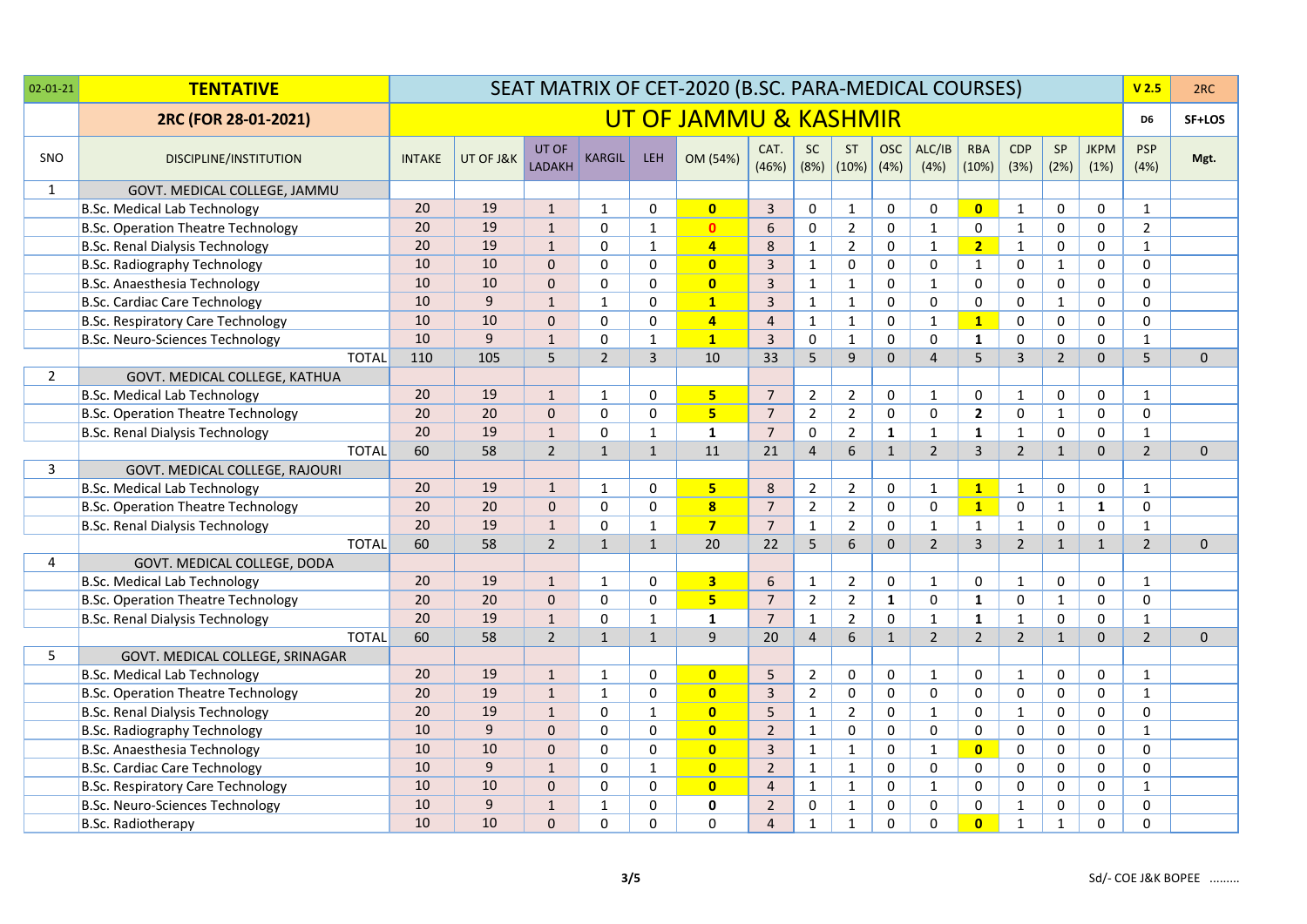| 02-01-21 | TENTATIVE | SEAT MATRIX OF CET-2020 (B.SC. PARA-MEDICAL COURSES) | | | | | | | | | | | | | | | | V 2.5 | 2RC |
|---|---|---|---|---|---|---|---|---|---|---|---|---|---|---|---|---|---|---|---|
| | 2RC (FOR 28-01-2021) | UT OF JAMMU & KASHMIR | | | | | | | | | | | | | | | | D6 | SF+LOS |
| SNO | DISCIPLINE/INSTITUTION | INTAKE | UT OF J&K | UT OF LADAKH | KARGIL | LEH | OM (54%) | CAT. (46%) | SC (8%) | ST (10%) | OSC (4%) | ALC/IB (4%) | RBA (10%) | CDP (3%) | SP (2%) | JKPM (1%) | PSP (4%) | Mgt. | |
| 1 | GOVT. MEDICAL COLLEGE, JAMMU | | | | | | | | | | | | | | | | | | |
| | B.Sc. Medical Lab Technology | 20 | 19 | 1 | 1 | 0 | **0** | 3 | 0 | 1 | 0 | 0 | **0** | 1 | 0 | 0 | 1 | | |
| | B.Sc. Operation Theatre Technology | 20 | 19 | 1 | 0 | 1 | **0** | 6 | 0 | 2 | 0 | 1 | 0 | 1 | 0 | 0 | 2 | | |
| | B.Sc. Renal Dialysis Technology | 20 | 19 | 1 | 0 | 1 | **4** | 8 | 1 | 2 | 0 | 1 | **2** | 1 | 0 | 0 | 1 | | |
| | B.Sc. Radiography Technology | 10 | 10 | 0 | 0 | 0 | **0** | 3 | 1 | 0 | 0 | 0 | 1 | 0 | 1 | 0 | 0 | | |
| | B.Sc. Anaesthesia Technology | 10 | 10 | 0 | 0 | 0 | **0** | 3 | 1 | 1 | 0 | 1 | 0 | 0 | 0 | 0 | 0 | | |
| | B.Sc. Cardiac Care Technology | 10 | 9 | 1 | 1 | 0 | **1** | 3 | 1 | 1 | 0 | 0 | 0 | 0 | 1 | 0 | 0 | | |
| | B.Sc. Respiratory Care Technology | 10 | 10 | 0 | 0 | 0 | **4** | 4 | 1 | 1 | 0 | 1 | **1** | 0 | 0 | 0 | 0 | | |
| | B.Sc. Neuro-Sciences Technology | 10 | 9 | 1 | 0 | 1 | **1** | 3 | 0 | 1 | 0 | 0 | **1** | 0 | 0 | 0 | 1 | | |
| | TOTAL | 110 | 105 | 5 | 2 | 3 | 10 | 33 | 5 | 9 | 0 | 4 | 5 | 3 | 2 | 0 | 5 | 0 | |
| 2 | GOVT. MEDICAL COLLEGE, KATHUA | | | | | | | | | | | | | | | | | | |
| | B.Sc. Medical Lab Technology | 20 | 19 | 1 | 1 | 0 | **5** | 7 | 2 | 2 | 0 | 1 | 0 | 1 | 0 | 0 | 1 | | |
| | B.Sc. Operation Theatre Technology | 20 | 20 | 0 | 0 | 0 | **5** | 7 | 2 | 2 | 0 | 0 | **2** | 0 | 1 | 0 | 0 | | |
| | B.Sc. Renal Dialysis Technology | 20 | 19 | 1 | 0 | 1 | **1** | 7 | 0 | 2 | **1** | 1 | **1** | 1 | 0 | 0 | 1 | | |
| | TOTAL | 60 | 58 | 2 | 1 | 1 | 11 | 21 | 4 | 6 | 1 | 2 | 3 | 2 | 1 | 0 | 2 | 0 | |
| 3 | GOVT. MEDICAL COLLEGE, RAJOURI | | | | | | | | | | | | | | | | | | |
| | B.Sc. Medical Lab Technology | 20 | 19 | 1 | 1 | 0 | **5** | 8 | 2 | 2 | 0 | 1 | **1** | 1 | 0 | 0 | 1 | | |
| | B.Sc. Operation Theatre Technology | 20 | 20 | 0 | 0 | 0 | **8** | 7 | 2 | 2 | 0 | 0 | **1** | 0 | 1 | **1** | 0 | | |
| | B.Sc. Renal Dialysis Technology | 20 | 19 | 1 | 0 | 1 | **7** | 7 | 1 | 2 | 0 | 1 | 1 | 1 | 0 | 0 | 1 | | |
| | TOTAL | 60 | 58 | 2 | 1 | 1 | 20 | 22 | 5 | 6 | 0 | 2 | 3 | 2 | 1 | 1 | 2 | 0 | |
| 4 | GOVT. MEDICAL COLLEGE, DODA | | | | | | | | | | | | | | | | | | |
| | B.Sc. Medical Lab Technology | 20 | 19 | 1 | 1 | 0 | **3** | 6 | 1 | 2 | 0 | 1 | 0 | 1 | 0 | 0 | 1 | | |
| | B.Sc. Operation Theatre Technology | 20 | 20 | 0 | 0 | 0 | **5** | 7 | 2 | 2 | **1** | 0 | **1** | 0 | 1 | 0 | 0 | | |
| | B.Sc. Renal Dialysis Technology | 20 | 19 | 1 | 0 | 1 | **1** | 7 | 1 | 2 | 0 | 1 | **1** | 1 | 0 | 0 | 1 | | |
| | TOTAL | 60 | 58 | 2 | 1 | 1 | 9 | 20 | 4 | 6 | 1 | 2 | 2 | 2 | 1 | 0 | 2 | 0 | |
| 5 | GOVT. MEDICAL COLLEGE, SRINAGAR | | | | | | | | | | | | | | | | | | |
| | B.Sc. Medical Lab Technology | 20 | 19 | 1 | 1 | 0 | **0** | 5 | 2 | 0 | 0 | 1 | 0 | 1 | 0 | 0 | 1 | | |
| | B.Sc. Operation Theatre Technology | 20 | 19 | 1 | 1 | 0 | **0** | 3 | 2 | 0 | 0 | 0 | 0 | 0 | 0 | 0 | 1 | | |
| | B.Sc. Renal Dialysis Technology | 20 | 19 | 1 | 0 | 1 | **0** | 5 | 1 | 2 | 0 | 1 | 0 | 1 | 0 | 0 | 0 | | |
| | B.Sc. Radiography Technology | 10 | 9 | 0 | 0 | 0 | **0** | 2 | 1 | 0 | 0 | 0 | 0 | 0 | 0 | 0 | 1 | | |
| | B.Sc. Anaesthesia Technology | 10 | 10 | 0 | 0 | 0 | **0** | 3 | 1 | 1 | 0 | 1 | **0** | 0 | 0 | 0 | 0 | | |
| | B.Sc. Cardiac Care Technology | 10 | 9 | 1 | 0 | 1 | **0** | 2 | 1 | 1 | 0 | 0 | 0 | 0 | 0 | 0 | 0 | | |
| | B.Sc. Respiratory Care Technology | 10 | 10 | 0 | 0 | 0 | **0** | 4 | 1 | 1 | 0 | 1 | 0 | 0 | 0 | 0 | 1 | | |
| | B.Sc. Neuro-Sciences Technology | 10 | 9 | 1 | 1 | 0 | **0** | 2 | 0 | 1 | 0 | 0 | 0 | 1 | 0 | 0 | 0 | | |
| | B.Sc. Radiotherapy | 10 | 10 | 0 | 0 | 0 | 0 | 4 | 1 | 1 | 0 | 0 | **0** | 1 | 1 | 0 | 0 | | |

Sd/- COE J&K BOPEE .........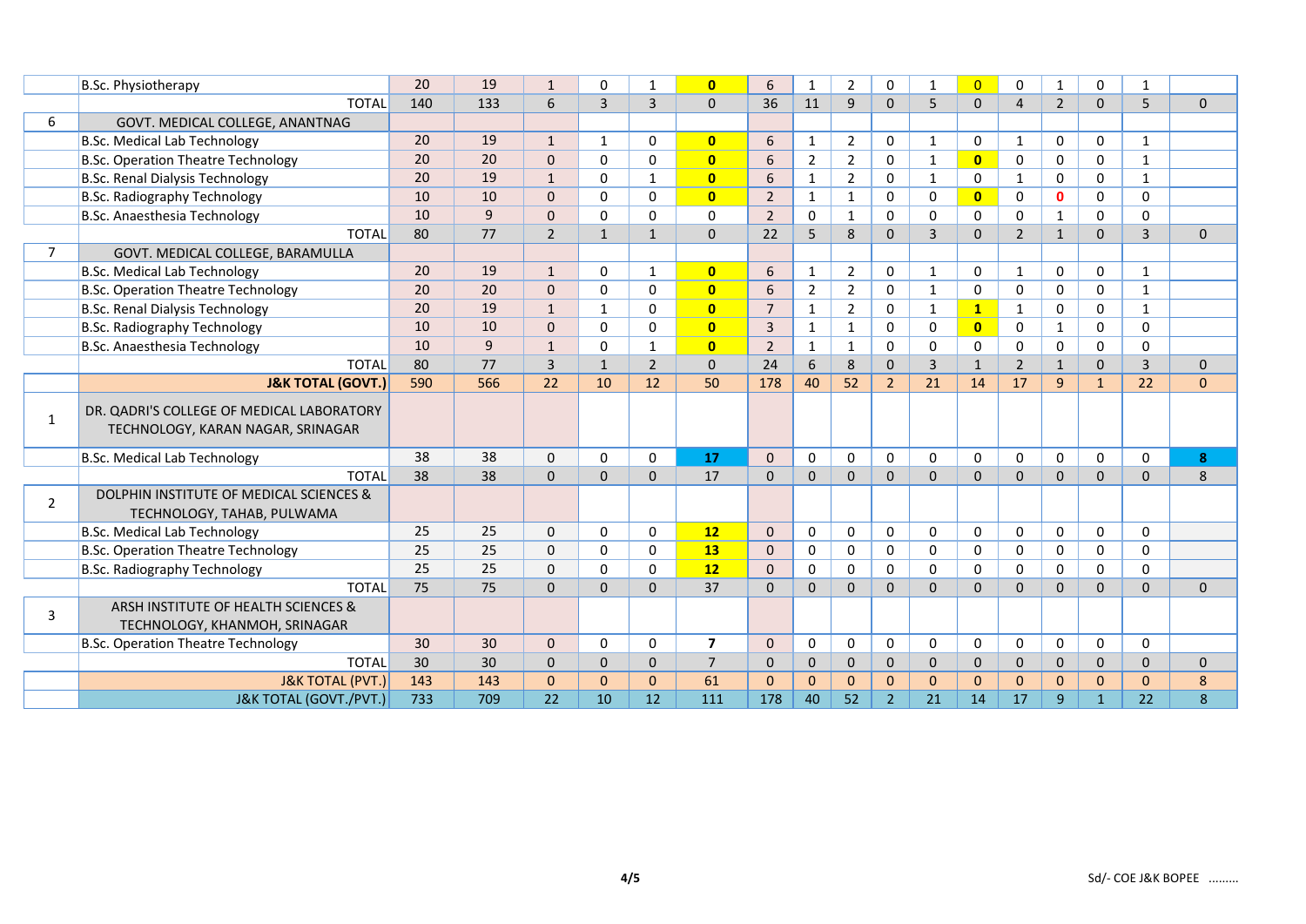| | | | | | | | | | | | | | | | | | | |
|---|---|---|---|---|---|---|---|---|---|---|---|---|---|---|---|---|---|---|
| | B.Sc. Physiotherapy | 20 | 19 | 1 | 0 | 1 | **0** | 6 | 1 | 2 | 0 | 1 | **0** | 0 | 1 | 0 | 1 | |
| | TOTAL | 140 | 133 | 6 | 3 | 3 | 0 | 36 | 11 | 9 | 0 | 5 | 0 | 4 | 2 | 0 | 5 | 0 |
| 6 | GOVT. MEDICAL COLLEGE, ANANTNAG | | | | | | | | | | | | | | | | | |
| | B.Sc. Medical Lab Technology | 20 | 19 | 1 | 1 | 0 | **0** | 6 | 1 | 2 | 0 | 1 | 0 | 1 | 0 | 0 | 1 | |
| | B.Sc. Operation Theatre Technology | 20 | 20 | 0 | 0 | 0 | **0** | 6 | 2 | 2 | 0 | 1 | **0** | 0 | 0 | 0 | 1 | |
| | B.Sc. Renal Dialysis Technology | 20 | 19 | 1 | 0 | 1 | **0** | 6 | 1 | 2 | 0 | 1 | 0 | 1 | 0 | 0 | 1 | |
| | B.Sc. Radiography Technology | 10 | 10 | 0 | 0 | 0 | **0** | 2 | 1 | 1 | 0 | 0 | **0** | 0 | **0** | 0 | 0 | |
| | B.Sc. Anaesthesia Technology | 10 | 9 | 0 | 0 | 0 | 0 | 2 | 0 | 1 | 0 | 0 | 0 | 0 | 1 | 0 | 0 | |
| | TOTAL | 80 | 77 | 2 | 1 | 1 | 0 | 22 | 5 | 8 | 0 | 3 | 0 | 2 | 1 | 0 | 3 | 0 |
| 7 | GOVT. MEDICAL COLLEGE, BARAMULLA | | | | | | | | | | | | | | | | | |
| | B.Sc. Medical Lab Technology | 20 | 19 | 1 | 0 | 1 | **0** | 6 | 1 | 2 | 0 | 1 | 0 | 1 | 0 | 0 | 1 | |
| | B.Sc. Operation Theatre Technology | 20 | 20 | 0 | 0 | 0 | **0** | 6 | 2 | 2 | 0 | 1 | 0 | 0 | 0 | 0 | 1 | |
| | B.Sc. Renal Dialysis Technology | 20 | 19 | 1 | 1 | 0 | **0** | 7 | 1 | 2 | 0 | 1 | **1** | 1 | 0 | 0 | 1 | |
| | B.Sc. Radiography Technology | 10 | 10 | 0 | 0 | 0 | **0** | 3 | 1 | 1 | 0 | 0 | **0** | 0 | 1 | 0 | 0 | |
| | B.Sc. Anaesthesia Technology | 10 | 9 | 1 | 0 | 1 | **0** | 2 | 1 | 1 | 0 | 0 | 0 | 0 | 0 | 0 | 0 | |
| | TOTAL | 80 | 77 | 3 | 1 | 2 | 0 | 24 | 6 | 8 | 0 | 3 | 1 | 2 | 1 | 0 | 3 | 0 |
| | **J&K TOTAL (GOVT.)** | 590 | 566 | 22 | 10 | 12 | 50 | 178 | 40 | 52 | 2 | 21 | 14 | 17 | 9 | 1 | 22 | 0 |
| 1 | DR. QADRI'S COLLEGE OF MEDICAL LABORATORY TECHNOLOGY, KARAN NAGAR, SRINAGAR | | | | | | | | | | | | | | | | | |
| | B.Sc. Medical Lab Technology | 38 | 38 | 0 | 0 | 0 | **17** | 0 | 0 | 0 | 0 | 0 | 0 | 0 | 0 | 0 | 0 | **8** |
| | TOTAL | 38 | 38 | 0 | 0 | 0 | 17 | 0 | 0 | 0 | 0 | 0 | 0 | 0 | 0 | 0 | 0 | 8 |
| 2 | DOLPHIN INSTITUTE OF MEDICAL SCIENCES & TECHNOLOGY, TAHAB, PULWAMA | | | | | | | | | | | | | | | | | |
| | B.Sc. Medical Lab Technology | 25 | 25 | 0 | 0 | 0 | **12** | 0 | 0 | 0 | 0 | 0 | 0 | 0 | 0 | 0 | 0 | |
| | B.Sc. Operation Theatre Technology | 25 | 25 | 0 | 0 | 0 | **13** | 0 | 0 | 0 | 0 | 0 | 0 | 0 | 0 | 0 | 0 | |
| | B.Sc. Radiography Technology | 25 | 25 | 0 | 0 | 0 | **12** | 0 | 0 | 0 | 0 | 0 | 0 | 0 | 0 | 0 | 0 | |
| | TOTAL | 75 | 75 | 0 | 0 | 0 | 37 | 0 | 0 | 0 | 0 | 0 | 0 | 0 | 0 | 0 | 0 | 0 |
| 3 | ARSH INSTITUTE OF HEALTH SCIENCES & TECHNOLOGY, KHANMOH, SRINAGAR | | | | | | | | | | | | | | | | | |
| | B.Sc. Operation Theatre Technology | 30 | 30 | 0 | 0 | 0 | **7** | 0 | 0 | 0 | 0 | 0 | 0 | 0 | 0 | 0 | 0 | |
| | TOTAL | 30 | 30 | 0 | 0 | 0 | 7 | 0 | 0 | 0 | 0 | 0 | 0 | 0 | 0 | 0 | 0 | 0 |
| | J&K TOTAL (PVT.) | 143 | 143 | 0 | 0 | 0 | 61 | 0 | 0 | 0 | 0 | 0 | 0 | 0 | 0 | 0 | 0 | 8 |
| | J&K TOTAL (GOVT./PVT.) | 733 | 709 | 22 | 10 | 12 | 111 | 178 | 40 | 52 | 2 | 21 | 14 | 17 | 9 | 1 | 22 | 8 |

Sd/- COE J&K BOPEE .........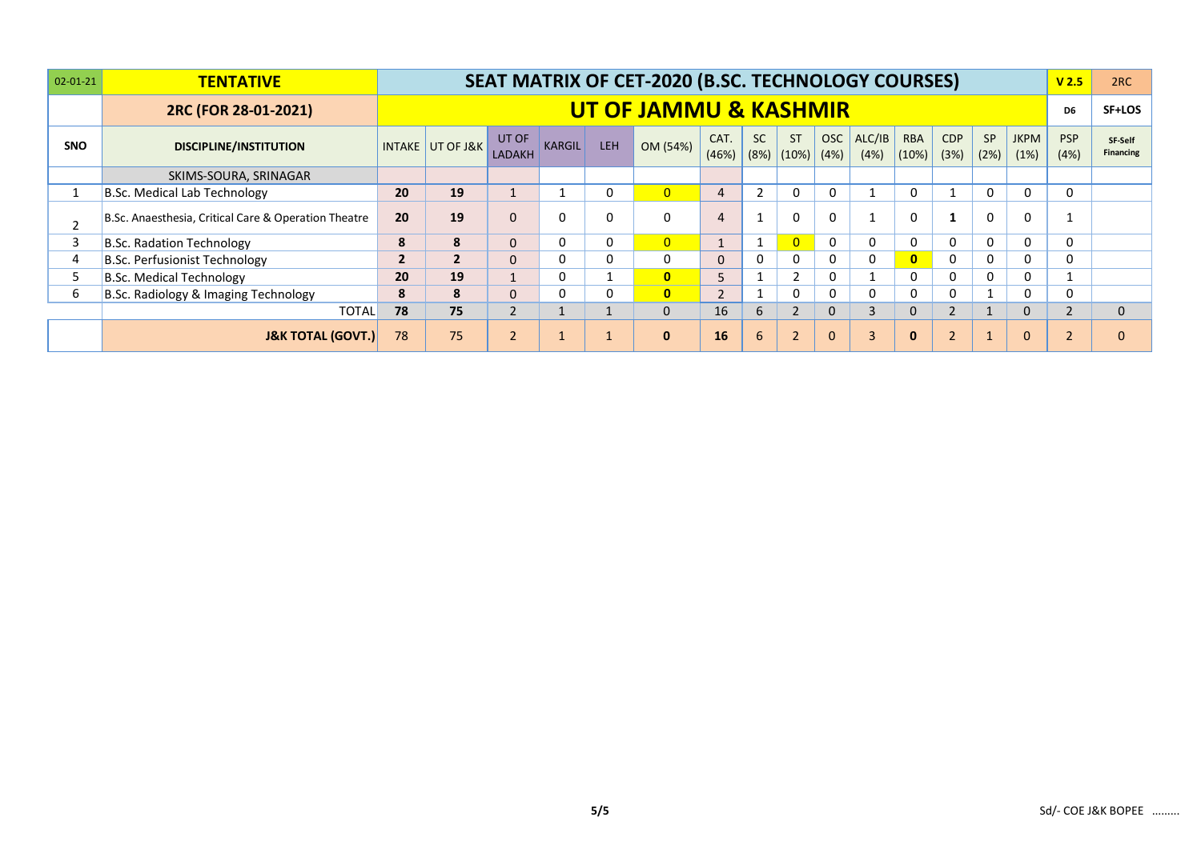| 02-01-21 | TENTATIVE | SEAT MATRIX OF CET-2020 (B.SC. TECHNOLOGY COURSES) | | | | | | | | | | | | | | | | V 2.5 | 2RC |
|---|---|---|---|---|---|---|---|---|---|---|---|---|---|---|---|---|---|---|---|
| | 2RC (FOR 28-01-2021) | UT OF JAMMU & KASHMIR | | | | | | | | | | | | | | | | D6 | SF+LOS |
| SNO | DISCIPLINE/INSTITUTION | INTAKE | UT OF J&K | UT OF LADAKH | KARGIL | LEH | OM (54%) | CAT. (46%) | SC (8%) | ST (10%) | OSC (4%) | ALC/IB (4%) | RBA (10%) | CDP (3%) | SP (2%) | JKPM (1%) | PSP (4%) | SF-Self Financing | |
| | SKIMS-SOURA, SRINAGAR | | | | | | | | | | | | | | | | | | |
| 1 | B.Sc. Medical Lab Technology | 20 | 19 | 1 | 1 | 0 | 0 | 4 | 2 | 0 | 0 | 1 | 0 | 1 | 0 | 0 | 0 | | |
| 2 | B.Sc. Anaesthesia, Critical Care & Operation Theatre | 20 | 19 | 0 | 0 | 0 | 0 | 4 | 1 | 0 | 0 | 1 | 0 | 1 | 0 | 0 | 1 | | |
| 3 | B.Sc. Radation Technology | 8 | 8 | 0 | 0 | 0 | 0 | 1 | 1 | 0 | 0 | 0 | 0 | 0 | 0 | 0 | 0 | | |
| 4 | B.Sc. Perfusionist Technology | 2 | 2 | 0 | 0 | 0 | 0 | 0 | 0 | 0 | 0 | 0 | 0 | 0 | 0 | 0 | 0 | | |
| 5 | B.Sc. Medical Technology | 20 | 19 | 1 | 0 | 1 | 0 | 5 | 1 | 2 | 0 | 1 | 0 | 0 | 0 | 0 | 1 | | |
| 6 | B.Sc. Radiology & Imaging Technology | 8 | 8 | 0 | 0 | 0 | 0 | 2 | 1 | 0 | 0 | 0 | 0 | 0 | 1 | 0 | 0 | | |
| | TOTAL | 78 | 75 | 2 | 1 | 1 | 0 | 16 | 6 | 2 | 0 | 3 | 0 | 2 | 1 | 0 | 2 | 0 | |
| | J&K TOTAL (GOVT.) | 78 | 75 | 2 | 1 | 1 | 0 | 16 | 6 | 2 | 0 | 3 | 0 | 2 | 1 | 0 | 2 | 0 | |

Sd/- COE J&K BOPEE .........